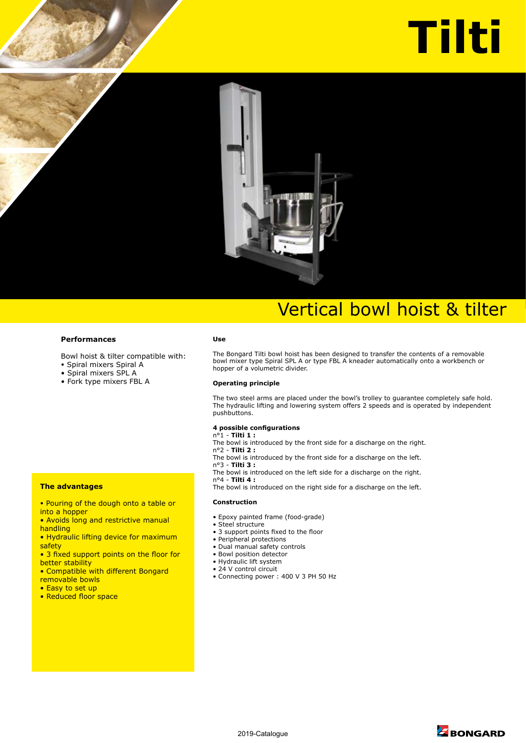# Tilti

## Vertical bowl hoist & tilter

### Performances

Bowl hoist & tilter compatible with:
- Spiral mixers Spiral A
- Spiral mixers SPL A
- Fork type mixers FBL A

### The advantages

- Pouring of the dough onto a table or into a hopper
- Avoids long and restrictive manual handling
- Hydraulic lifting device for maximum safety
- 3 fixed support points on the floor for better stability
- Compatible with different Bongard removable bowls
- Easy to set up
- Reduced floor space

### Use

The Bongard Tilti bowl hoist has been designed to transfer the contents of a removable bowl mixer type Spiral SPL A or type FBL A kneader automatically onto a workbench or hopper of a volumetric divider.

### Operating principle

The two steel arms are placed under the bowl's trolley to guarantee completely safe hold. The hydraulic lifting and lowering system offers 2 speeds and is operated by independent pushbuttons.

**4 possible configurations**

n°1 - **Tilti 1 :**
The bowl is introduced by the front side for a discharge on the right.
n°2 - **Tilti 2 :**
The bowl is introduced by the front side for a discharge on the left.
n°3 - **Tilti 3 :**
The bowl is introduced on the left side for a discharge on the right.
n°4 - **Tilti 4 :**
The bowl is introduced on the right side for a discharge on the left.

### Construction

- Epoxy painted frame (food-grade)
- Steel structure
- 3 support points fixed to the floor
- Peripheral protections
- Dual manual safety controls
- Bowl position detector
- Hydraulic lift system
- 24 V control circuit
- Connecting power : 400 V 3 PH 50 Hz

2019-Catalogue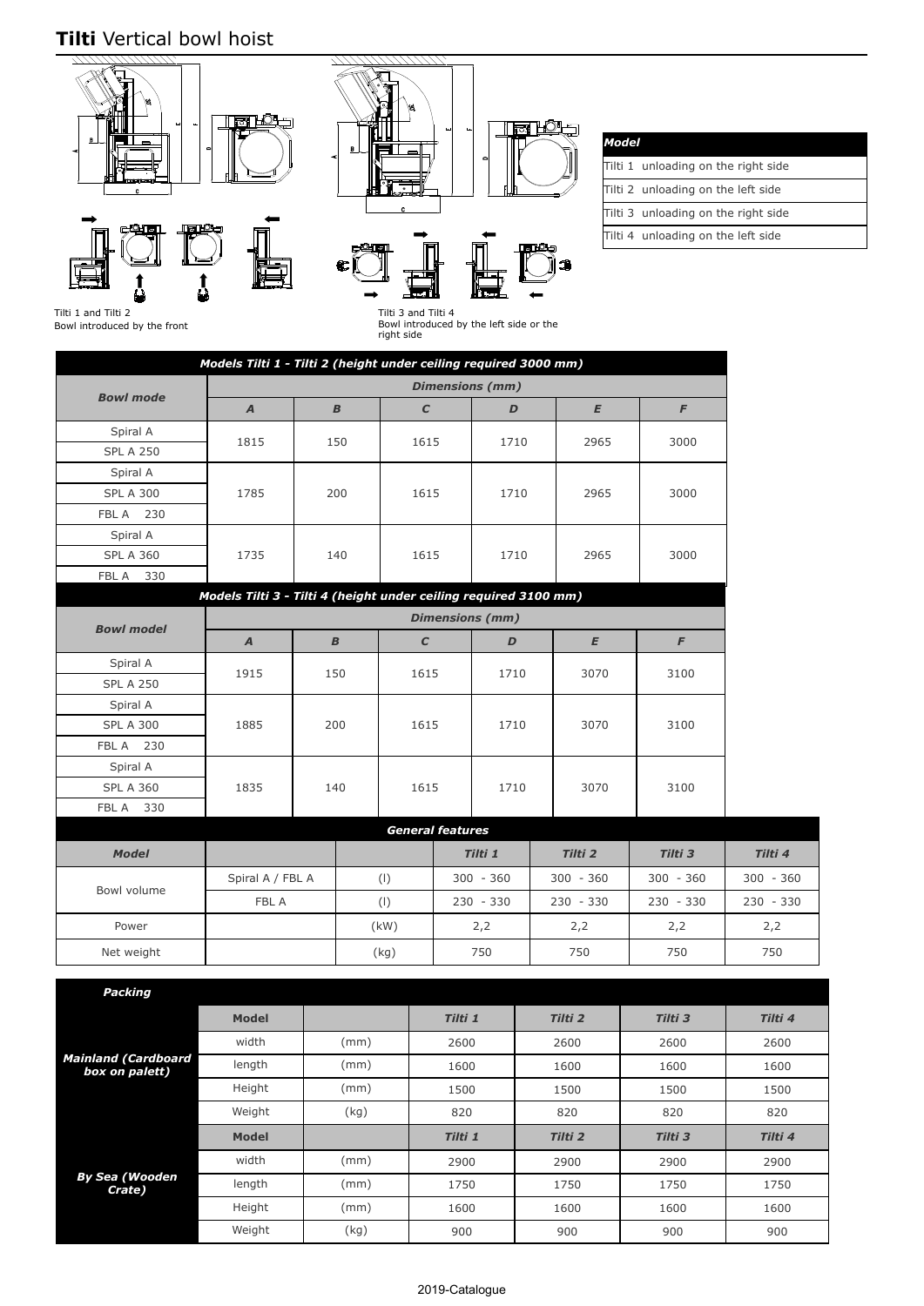# **Tilti** Vertical bowl hoist

Tilti 1 and Tilti 2
Bowl introduced by the front

Tilti 3 and Tilti 4
Bowl introduced by the left side or the right side

| *Model* |
|---|
| Tilti 1 unloading on the right side |
| Tilti 2 unloading on the left side |
| Tilti 3 unloading on the right side |
| Tilti 4 unloading on the left side |

| *Models Tilti 1 - Tilti 2 (height under ceiling required 3000 mm)* | | | | | | |
|---|---|---|---|---|---|---|
| ***Bowl mode*** | ***Dimensions (mm)*** | | | | | |
| | ***A*** | ***B*** | ***C*** | ***D*** | ***E*** | ***F*** |
| Spiral A<br>SPL A 250 | 1815 | 150 | 1615 | 1710 | 2965 | 3000 |
| Spiral A<br>SPL A 300<br>FBL A 230 | 1785 | 200 | 1615 | 1710 | 2965 | 3000 |
| Spiral A<br>SPL A 360<br>FBL A 330 | 1735 | 140 | 1615 | 1710 | 2965 | 3000 |

| *Models Tilti 3 - Tilti 4 (height under ceiling required 3100 mm)* | | | | | | |
|---|---|---|---|---|---|---|
| ***Bowl model*** | ***Dimensions (mm)*** | | | | | |
| | ***A*** | ***B*** | ***C*** | ***D*** | ***E*** | ***F*** |
| Spiral A<br>SPL A 250 | 1915 | 150 | 1615 | 1710 | 3070 | 3100 |
| Spiral A<br>SPL A 300<br>FBL A 230 | 1885 | 200 | 1615 | 1710 | 3070 | 3100 |
| Spiral A<br>SPL A 360<br>FBL A 330 | 1835 | 140 | 1615 | 1710 | 3070 | 3100 |

| *General features* | | | | | | |
|---|---|---|---|---|---|---|
| ***Model*** | | | ***Tilti 1*** | ***Tilti 2*** | ***Tilti 3*** | ***Tilti 4*** |
| Bowl volume | Spiral A / FBL A | (l) | 300 - 360 | 300 - 360 | 300 - 360 | 300 - 360 |
| | FBL A | (l) | 230 - 330 | 230 - 330 | 230 - 330 | 230 - 330 |
| Power | | (kW) | 2,2 | 2,2 | 2,2 | 2,2 |
| Net weight | | (kg) | 750 | 750 | 750 | 750 |

| *Packing* | | | | | | |
|---|---|---|---|---|---|---|
| ***Mainland (Cardboard box on palett)*** | **Model** | | ***Tilti 1*** | ***Tilti 2*** | ***Tilti 3*** | ***Tilti 4*** |
| | width | (mm) | 2600 | 2600 | 2600 | 2600 |
| | length | (mm) | 1600 | 1600 | 1600 | 1600 |
| | Height | (mm) | 1500 | 1500 | 1500 | 1500 |
| | Weight | (kg) | 820 | 820 | 820 | 820 |
| ***By Sea (Wooden Crate)*** | **Model** | | ***Tilti 1*** | ***Tilti 2*** | ***Tilti 3*** | ***Tilti 4*** |
| | width | (mm) | 2900 | 2900 | 2900 | 2900 |
| | length | (mm) | 1750 | 1750 | 1750 | 1750 |
| | Height | (mm) | 1600 | 1600 | 1600 | 1600 |
| | Weight | (kg) | 900 | 900 | 900 | 900 |